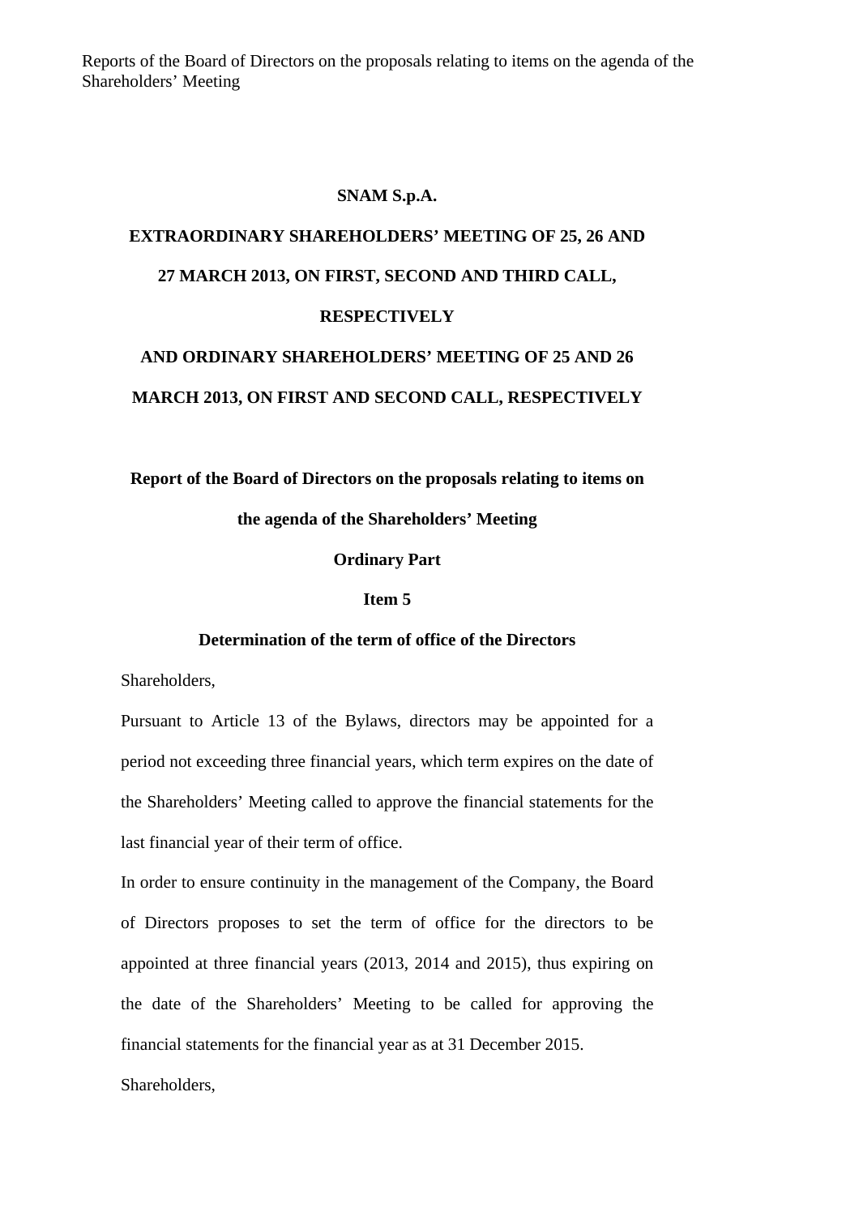Reports of the Board of Directors on the proposals relating to items on the agenda of the Shareholders' Meeting

# SNAM S.p.A.

## EXTRAORDINARY SHAREHOLDERS' MEETING OF 25, 26 AND 27 MARCH 2013, ON FIRST, SECOND AND THIRD CALL, RESPECTIVELY

## AND ORDINARY SHAREHOLDERS' MEETING OF 25 AND 26 MARCH 2013, ON FIRST AND SECOND CALL, RESPECTIVELY

**Report of the Board of Directors on the proposals relating to items on the agenda of the Shareholders' Meeting**

**Ordinary Part**

**Item 5**

**Determination of the term of office of the Directors**

Shareholders,

Pursuant to Article 13 of the Bylaws, directors may be appointed for a period not exceeding three financial years, which term expires on the date of the Shareholders' Meeting called to approve the financial statements for the last financial year of their term of office.

In order to ensure continuity in the management of the Company, the Board of Directors proposes to set the term of office for the directors to be appointed at three financial years (2013, 2014 and 2015), thus expiring on the date of the Shareholders' Meeting to be called for approving the financial statements for the financial year as at 31 December 2015.

Shareholders,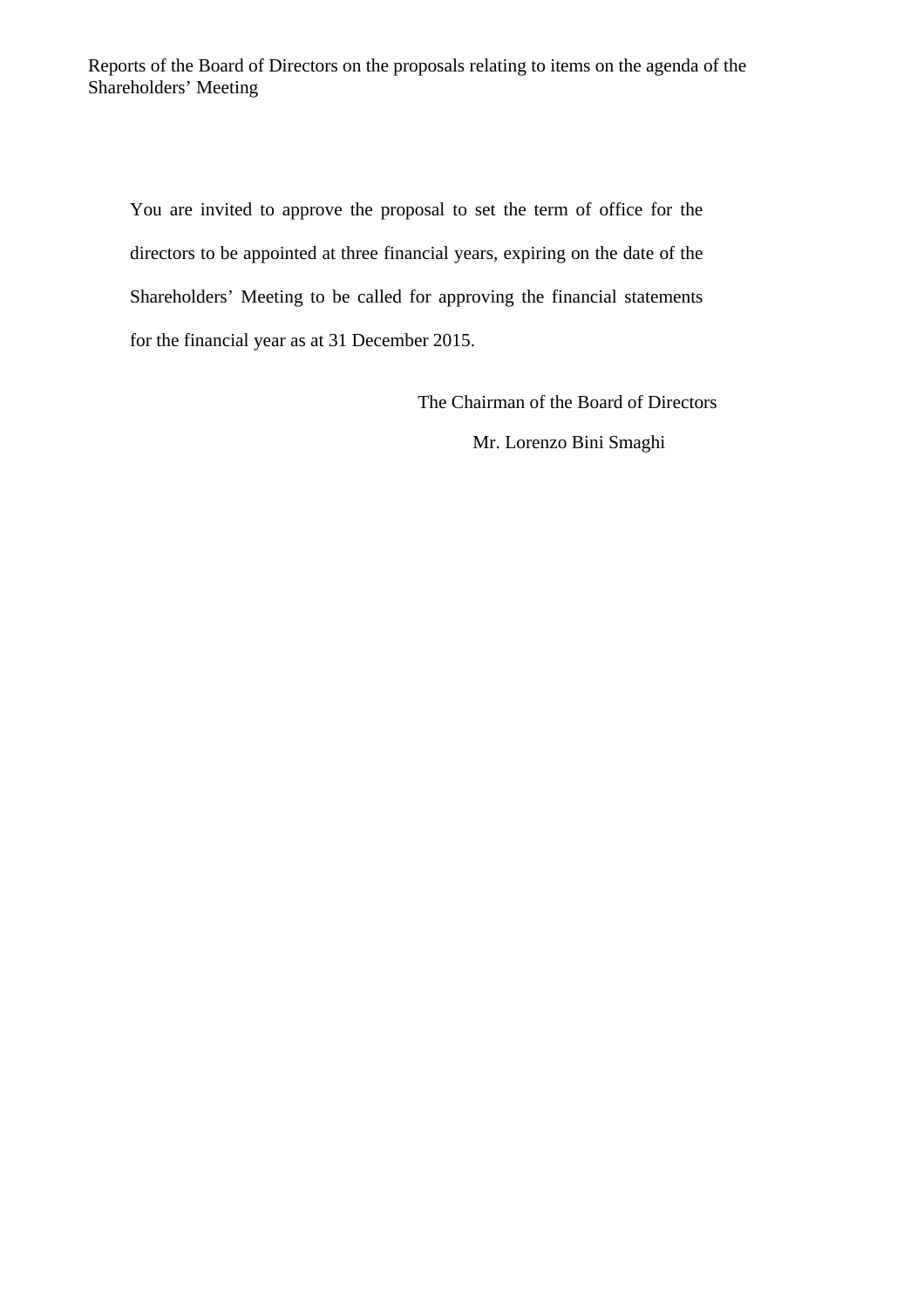You are invited to approve the proposal to set the term of office for the directors to be appointed at three financial years, expiring on the date of the Shareholders' Meeting to be called for approving the financial statements for the financial year as at 31 December 2015.

The Chairman of the Board of Directors

Mr. Lorenzo Bini Smaghi